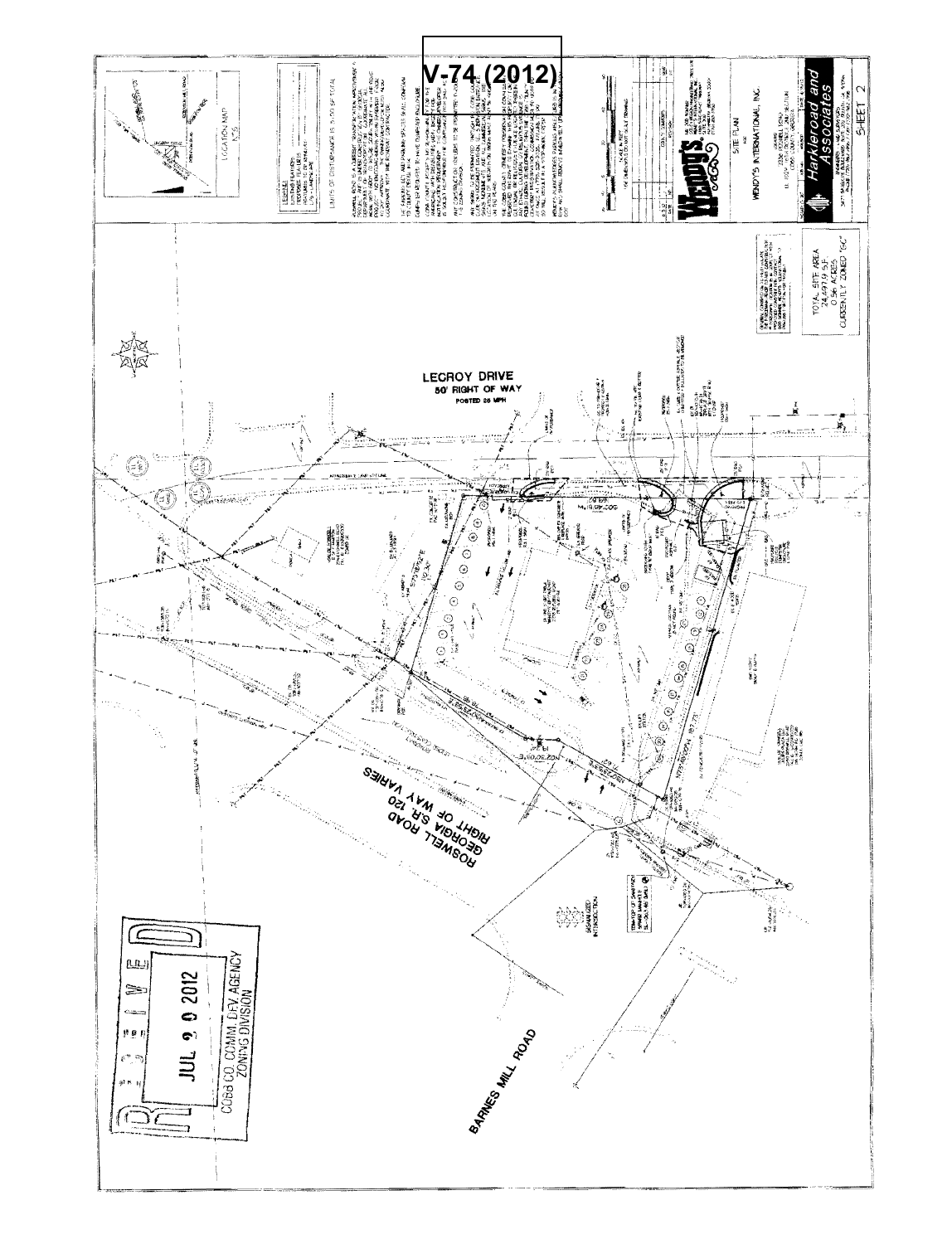V-74 (2012)

LECROY DRIVE
50' RIGHT OF WAY
POSTED 25 MPH

ROSWELL ROAD
GEORGIA S.R. 120
RIGHT OF WAY VARIES

BARNES MILL ROAD

LOCATION MAP
N.T.S.

LIMITS OF DISTURBANCE IS 5,000 SF TOTAL

TOTAL SITE AREA
24,497.19 S.F.
0.56 ACRES
CURRENTLY ZONED "GC"

WENDY'S INTERNATIONAL, INC.

SITE PLAN

Harkleroad and Associates

SHEET 2

RECEIVED
JUL 20 2012
COBB CO. COMM. DEV. AGENCY
ZONING DIVISION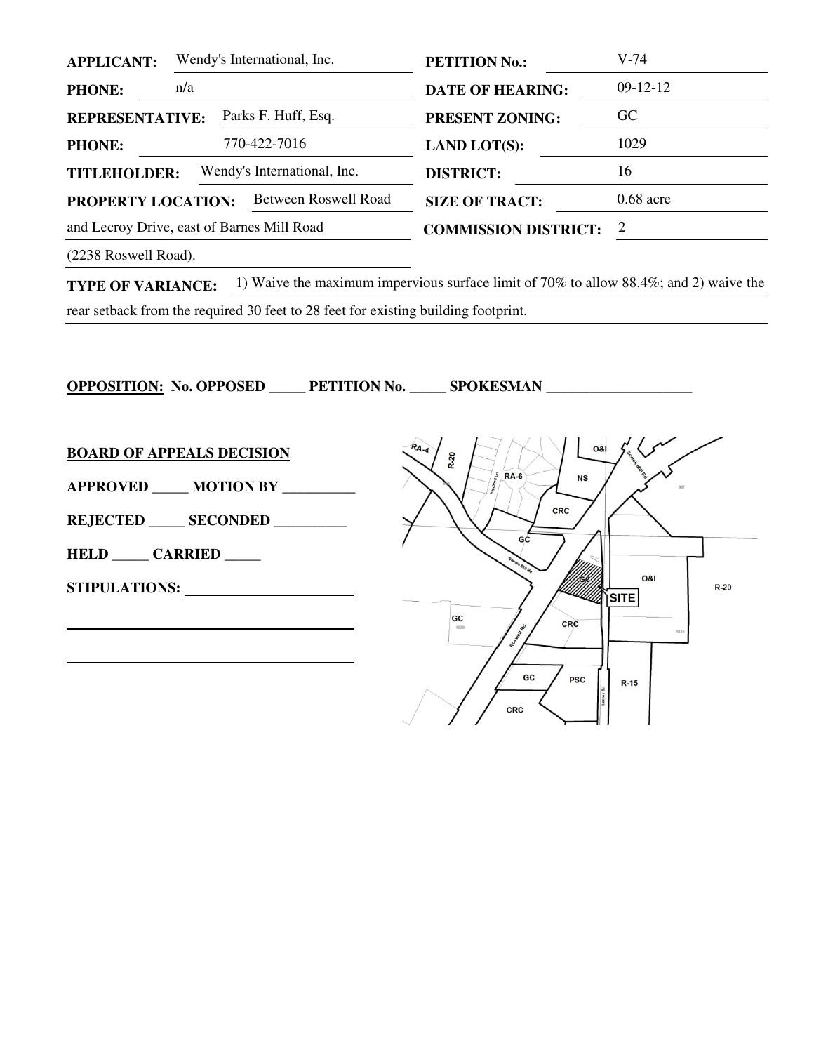| | | | |
|---|---|---|---|
| **APPLICANT:** | Wendy's International, Inc. | **PETITION No.:** | V-74 |
| **PHONE:** | n/a | **DATE OF HEARING:** | 09-12-12 |
| **REPRESENTATIVE:** | Parks F. Huff, Esq. | **PRESENT ZONING:** | GC |
| **PHONE:** | 770-422-7016 | **LAND LOT(S):** | 1029 |
| **TITLEHOLDER:** | Wendy's International, Inc. | **DISTRICT:** | 16 |
| **PROPERTY LOCATION:** | Between Roswell Road and Lecroy Drive, east of Barnes Mill Road (2238 Roswell Road). | **SIZE OF TRACT:** | 0.68 acre |
| | | **COMMISSION DISTRICT:** | 2 |

**TYPE OF VARIANCE:** 1) Waive the maximum impervious surface limit of 70% to allow 88.4%; and 2) waive the rear setback from the required 30 feet to 28 feet for existing building footprint.

**OPPOSITION: No. OPPOSED _____ PETITION No. _____ SPOKESMAN ____________________**

**BOARD OF APPEALS DECISION**

**APPROVED _____ MOTION BY __________**

**REJECTED _____ SECONDED __________**

**HELD _____ CARRIED _____**

**STIPULATIONS:** ______________________

______________________________________

______________________________________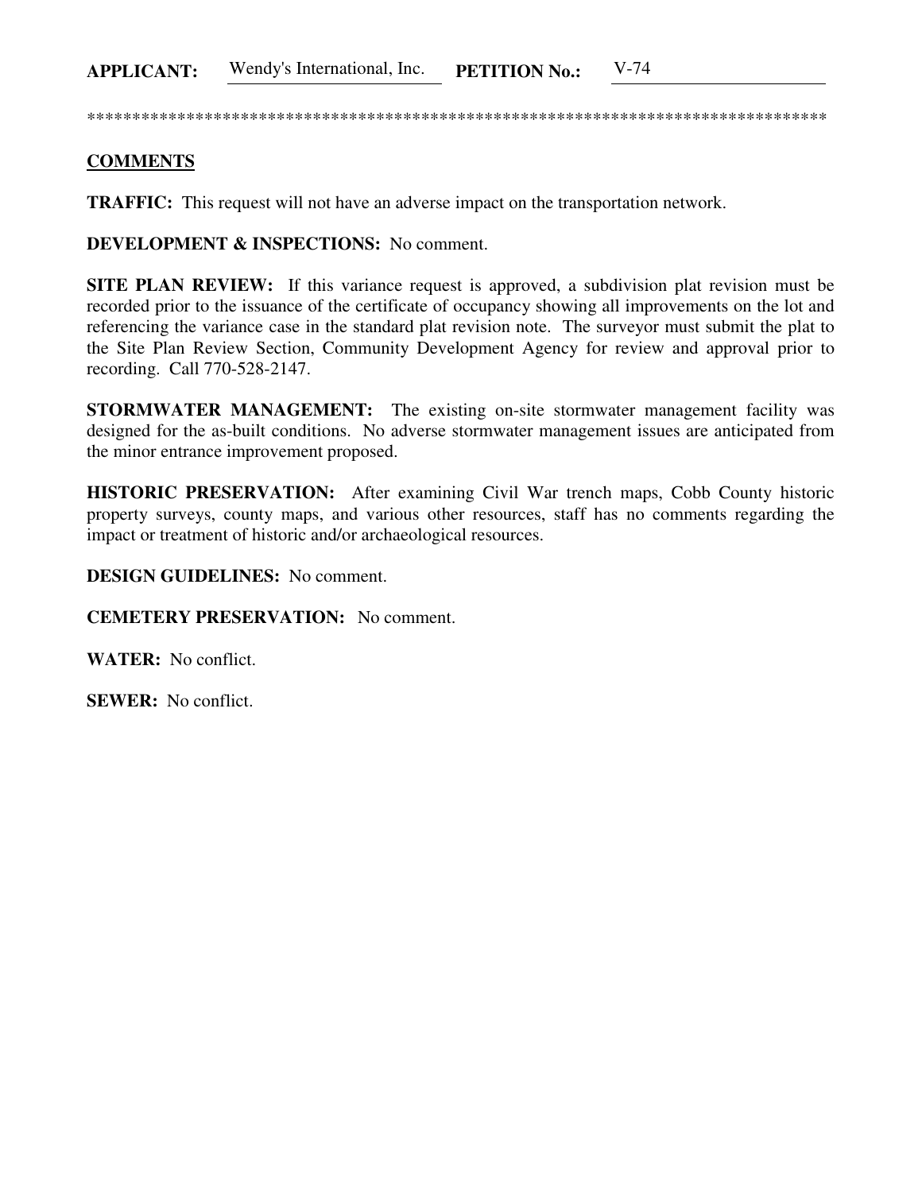**APPLICANT:** Wendy's International, Inc. **PETITION No.:** V-74

*************************************************************************************

**COMMENTS**

**TRAFFIC:** This request will not have an adverse impact on the transportation network.

**DEVELOPMENT & INSPECTIONS:** No comment.

**SITE PLAN REVIEW:** If this variance request is approved, a subdivision plat revision must be recorded prior to the issuance of the certificate of occupancy showing all improvements on the lot and referencing the variance case in the standard plat revision note. The surveyor must submit the plat to the Site Plan Review Section, Community Development Agency for review and approval prior to recording. Call 770-528-2147.

**STORMWATER MANAGEMENT:** The existing on-site stormwater management facility was designed for the as-built conditions. No adverse stormwater management issues are anticipated from the minor entrance improvement proposed.

**HISTORIC PRESERVATION:** After examining Civil War trench maps, Cobb County historic property surveys, county maps, and various other resources, staff has no comments regarding the impact or treatment of historic and/or archaeological resources.

**DESIGN GUIDELINES:** No comment.

**CEMETERY PRESERVATION:** No comment.

**WATER:** No conflict.

**SEWER:** No conflict.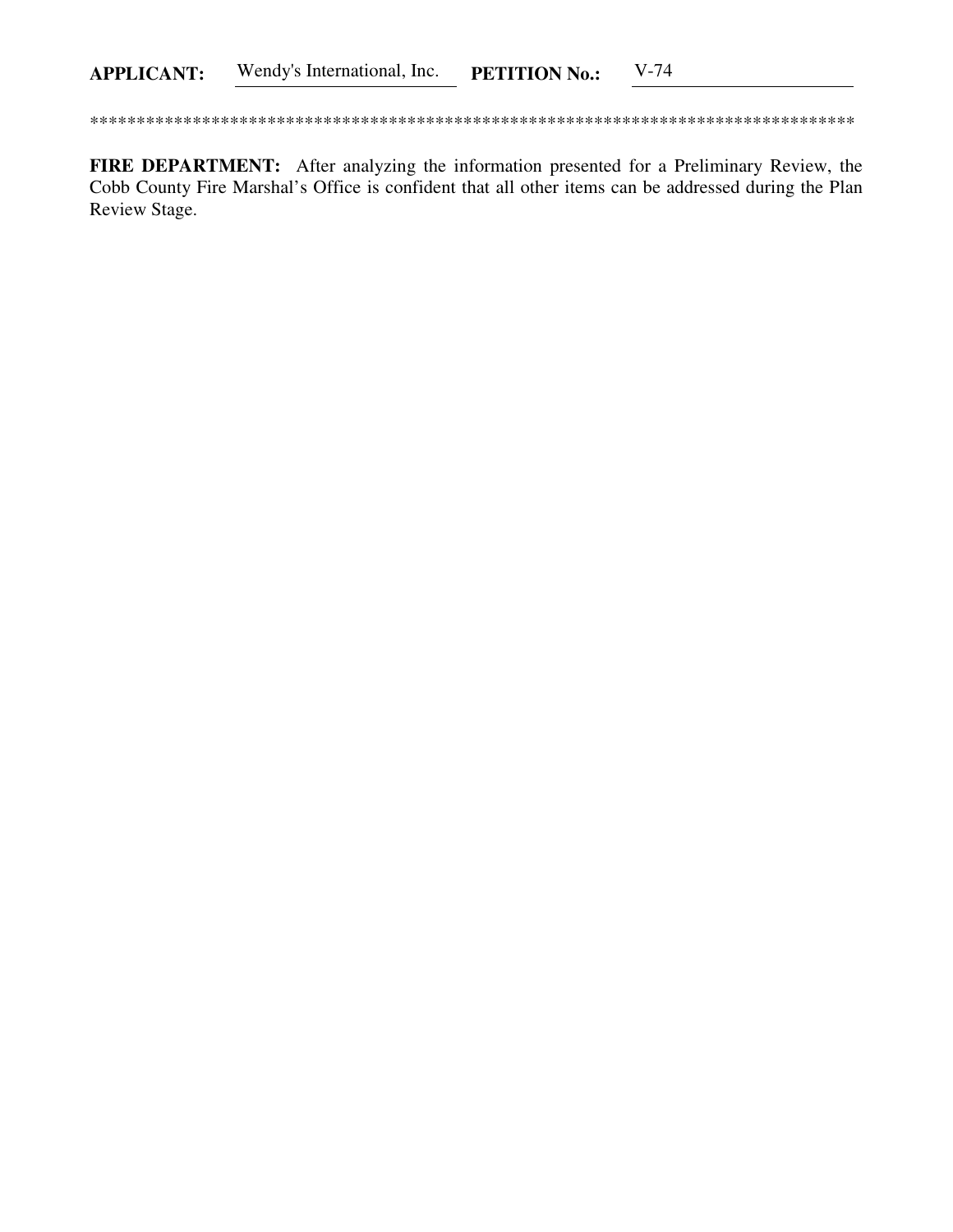**APPLICANT:** Wendy's International, Inc. **PETITION No.:** V-74

**********************************************************************************

**FIRE DEPARTMENT:** After analyzing the information presented for a Preliminary Review, the Cobb County Fire Marshal's Office is confident that all other items can be addressed during the Plan Review Stage.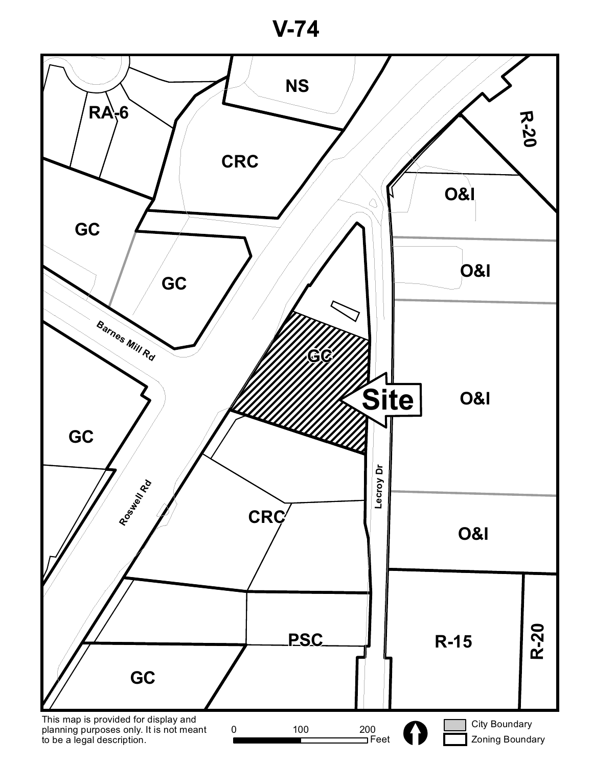# V-74

RA-6

NS

CRC

R-20

GC

GC

O&I

O&I

Barnes Mill Rd

GC

Site

O&I

GC

Roswell Rd

CRC

Lecroy Dr

O&I

PSC

R-15

R-20

GC

This map is provided for display and planning purposes only. It is not meant to be a legal description.

0 100 200 Feet

City Boundary

Zoning Boundary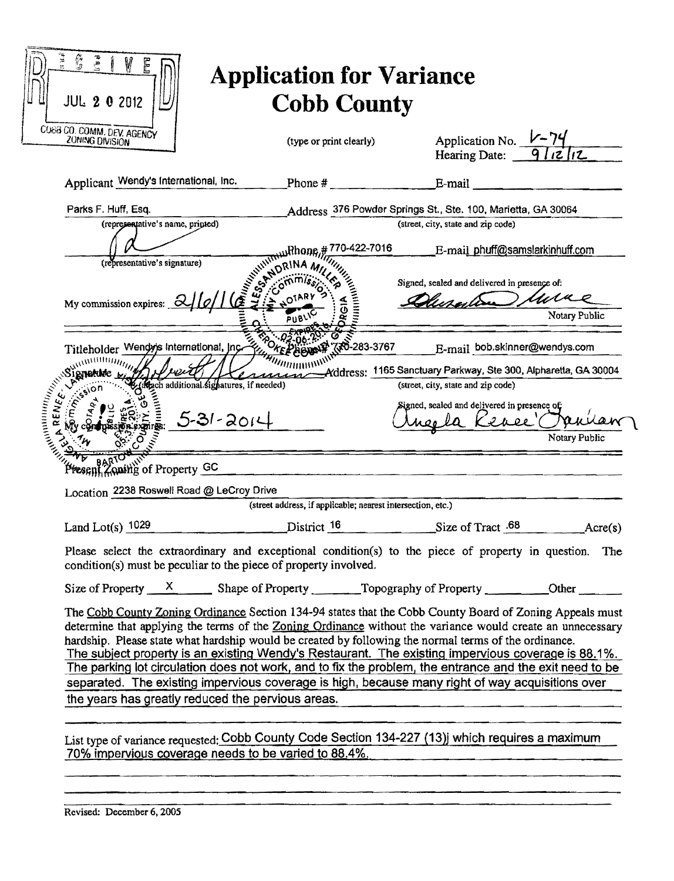RECEIVED
JUL 2 0 2012
COBB CO. COMM. DEV. AGENCY
ZONING DIVISION

# Application for Variance
# Cobb County

(type or print clearly)

Application No. V-74
Hearing Date: 9/12/12

Applicant Wendy's International, Inc. Phone # ______ E-mail ______

Parks F. Huff, Esq. Address 376 Powder Springs St., Ste. 100, Marietta, GA 30064
(representative's name, printed) (street, city, state and zip code)

______ Phone # 770-422-7016 E-mail phuff@samslarkinhuff.com
(representative's signature)

My commission expires: 2/6/16

Signed, sealed and delivered in presence of:
______ Notary Public

Titleholder Wendy's International, Inc. Phone # 770-283-3767 E-mail bob.skinner@wendys.com

Signature ______ Address: 1165 Sanctuary Parkway, Ste 300, Alpharetta, GA 30004
(attach additional signatures, if needed) (street, city, state and zip code)

My commission expires: 5-31-2014

Signed, sealed and delivered in presence of:
Angela Renee' Jackson
Notary Public

Present Zoning of Property GC

Location 2238 Roswell Road @ LeCroy Drive
(street address, if applicable; nearest intersection, etc.)

Land Lot(s) 1029 District 16 Size of Tract .68 Acre(s)

Please select the extraordinary and exceptional condition(s) to the piece of property in question. The condition(s) must be peculiar to the piece of property involved.

Size of Property X Shape of Property ______ Topography of Property ______ Other ______

The Cobb County Zoning Ordinance Section 134-94 states that the Cobb County Board of Zoning Appeals must determine that applying the terms of the Zoning Ordinance without the variance would create an unnecessary hardship. Please state what hardship would be created by following the normal terms of the ordinance.
The subject property is an existing Wendy's Restaurant. The existing impervious coverage is 88.1%. The parking lot circulation does not work, and to fix the problem, the entrance and the exit need to be separated. The existing impervious coverage is high, because many right of way acquisitions over the years has greatly reduced the pervious areas.

List type of variance requested: Cobb County Code Section 134-227 (13)j which requires a maximum 70% impervious coverage needs to be varied to 88.4%.

Revised: December 6, 2005